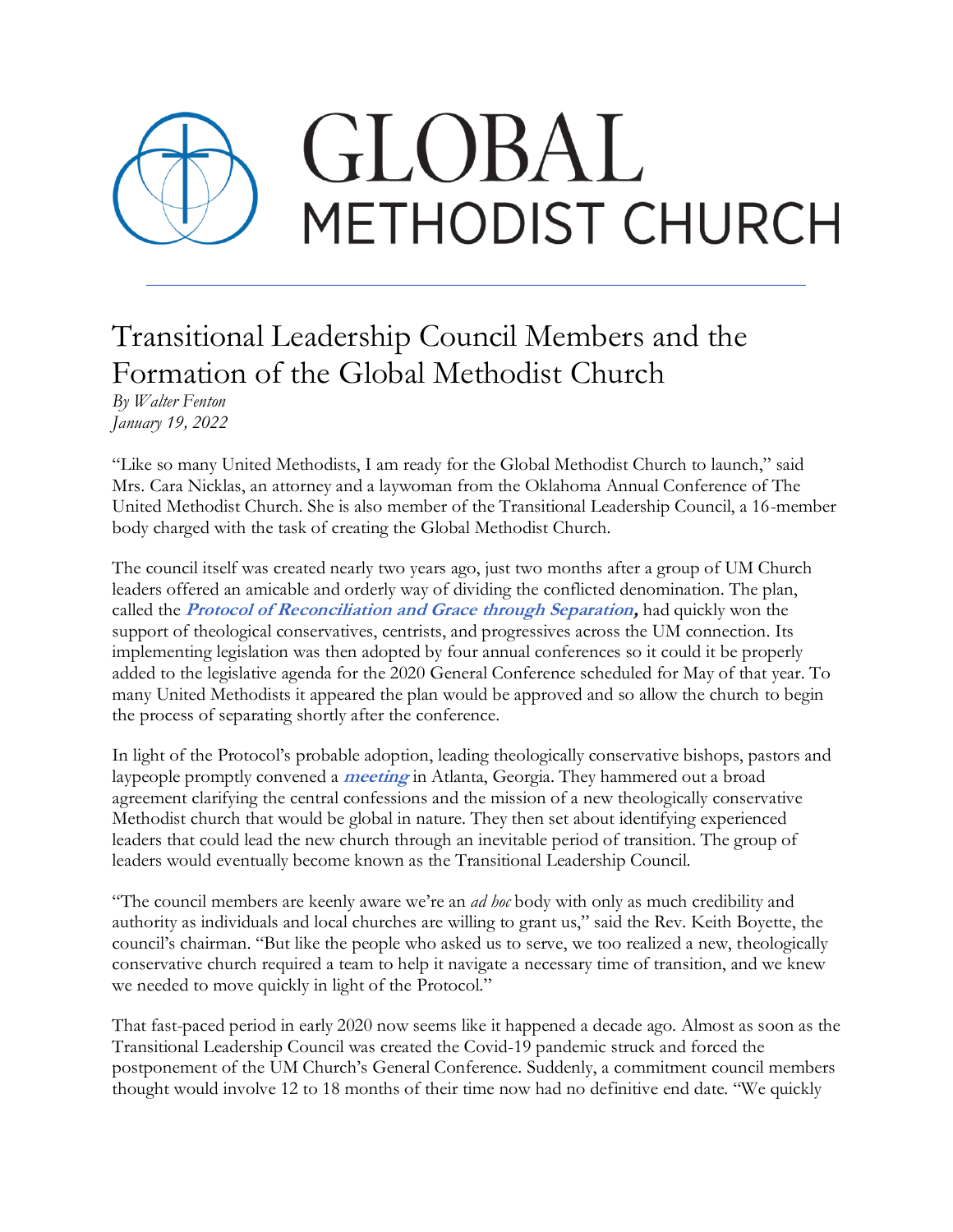# GLOBAL METHODIST CHURCH

## Transitional Leadership Council Members and the Formation of the Global Methodist Church

*By Walter Fenton*
*January 19, 2022*

"Like so many United Methodists, I am ready for the Global Methodist Church to launch," said Mrs. Cara Nicklas, an attorney and a laywoman from the Oklahoma Annual Conference of The United Methodist Church. She is also member of the Transitional Leadership Council, a 16-member body charged with the task of creating the Global Methodist Church.

The council itself was created nearly two years ago, just two months after a group of UM Church leaders offered an amicable and orderly way of dividing the conflicted denomination. The plan, called the ***Protocol of Reconciliation and Grace through Separation,*** had quickly won the support of theological conservatives, centrists, and progressives across the UM connection. Its implementing legislation was then adopted by four annual conferences so it could it be properly added to the legislative agenda for the 2020 General Conference scheduled for May of that year. To many United Methodists it appeared the plan would be approved and so allow the church to begin the process of separating shortly after the conference.

In light of the Protocol's probable adoption, leading theologically conservative bishops, pastors and laypeople promptly convened a ***meeting*** in Atlanta, Georgia. They hammered out a broad agreement clarifying the central confessions and the mission of a new theologically conservative Methodist church that would be global in nature. They then set about identifying experienced leaders that could lead the new church through an inevitable period of transition. The group of leaders would eventually become known as the Transitional Leadership Council.

"The council members are keenly aware we're an *ad hoc* body with only as much credibility and authority as individuals and local churches are willing to grant us," said the Rev. Keith Boyette, the council's chairman. "But like the people who asked us to serve, we too realized a new, theologically conservative church required a team to help it navigate a necessary time of transition, and we knew we needed to move quickly in light of the Protocol."

That fast-paced period in early 2020 now seems like it happened a decade ago. Almost as soon as the Transitional Leadership Council was created the Covid-19 pandemic struck and forced the postponement of the UM Church's General Conference. Suddenly, a commitment council members thought would involve 12 to 18 months of their time now had no definitive end date. "We quickly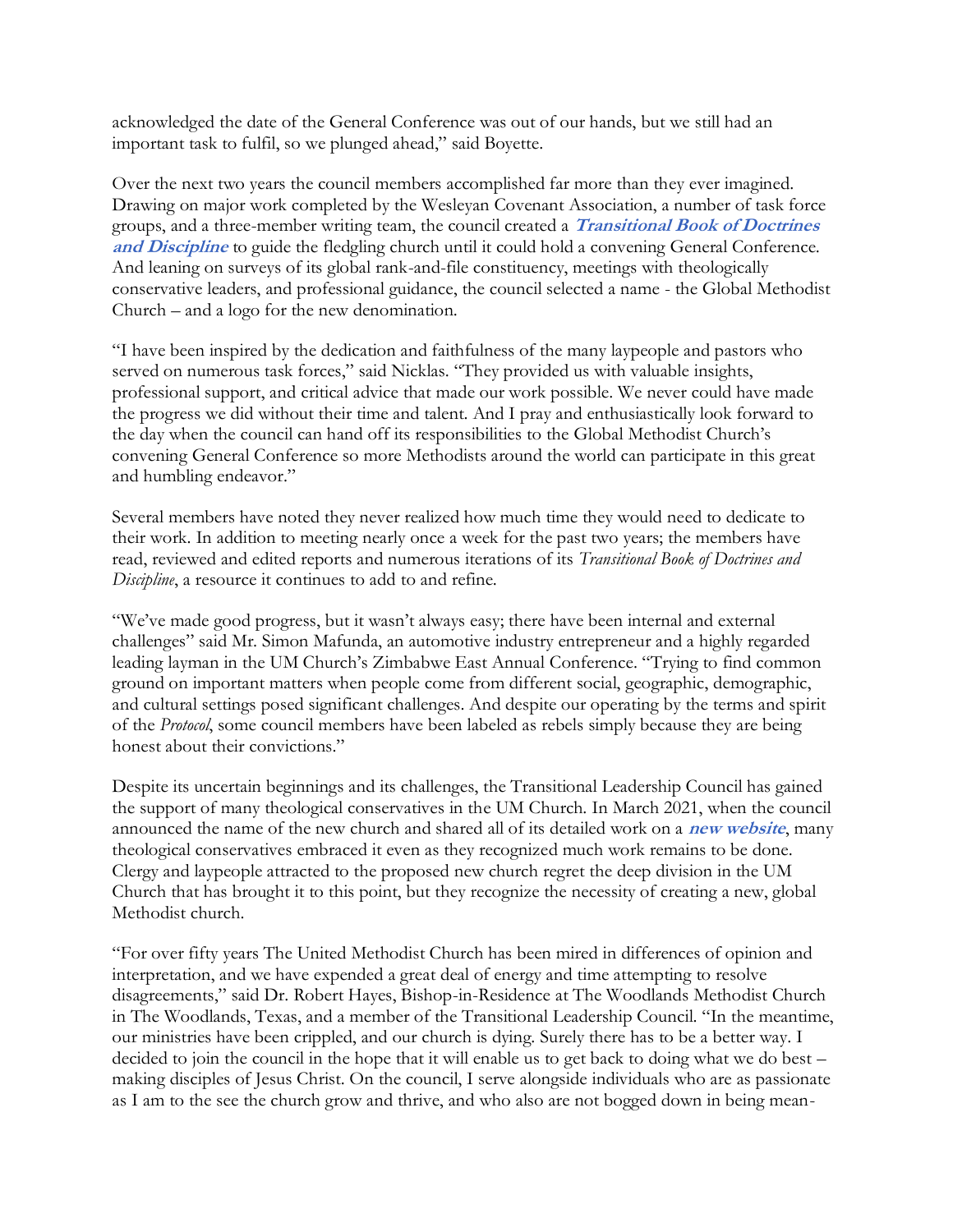acknowledged the date of the General Conference was out of our hands, but we still had an important task to fulfil, so we plunged ahead," said Boyette.

Over the next two years the council members accomplished far more than they ever imagined. Drawing on major work completed by the Wesleyan Covenant Association, a number of task force groups, and a three-member writing team, the council created a ***Transitional Book of Doctrines and Discipline*** to guide the fledgling church until it could hold a convening General Conference. And leaning on surveys of its global rank-and-file constituency, meetings with theologically conservative leaders, and professional guidance, the council selected a name - the Global Methodist Church – and a logo for the new denomination.

"I have been inspired by the dedication and faithfulness of the many laypeople and pastors who served on numerous task forces," said Nicklas. "They provided us with valuable insights, professional support, and critical advice that made our work possible. We never could have made the progress we did without their time and talent. And I pray and enthusiastically look forward to the day when the council can hand off its responsibilities to the Global Methodist Church's convening General Conference so more Methodists around the world can participate in this great and humbling endeavor."

Several members have noted they never realized how much time they would need to dedicate to their work. In addition to meeting nearly once a week for the past two years; the members have read, reviewed and edited reports and numerous iterations of its *Transitional Book of Doctrines and Discipline*, a resource it continues to add to and refine.

"We've made good progress, but it wasn't always easy; there have been internal and external challenges" said Mr. Simon Mafunda, an automotive industry entrepreneur and a highly regarded leading layman in the UM Church's Zimbabwe East Annual Conference. "Trying to find common ground on important matters when people come from different social, geographic, demographic, and cultural settings posed significant challenges. And despite our operating by the terms and spirit of the *Protocol*, some council members have been labeled as rebels simply because they are being honest about their convictions."

Despite its uncertain beginnings and its challenges, the Transitional Leadership Council has gained the support of many theological conservatives in the UM Church. In March 2021, when the council announced the name of the new church and shared all of its detailed work on a ***new website***, many theological conservatives embraced it even as they recognized much work remains to be done. Clergy and laypeople attracted to the proposed new church regret the deep division in the UM Church that has brought it to this point, but they recognize the necessity of creating a new, global Methodist church.

"For over fifty years The United Methodist Church has been mired in differences of opinion and interpretation, and we have expended a great deal of energy and time attempting to resolve disagreements," said Dr. Robert Hayes, Bishop-in-Residence at The Woodlands Methodist Church in The Woodlands, Texas, and a member of the Transitional Leadership Council. "In the meantime, our ministries have been crippled, and our church is dying. Surely there has to be a better way. I decided to join the council in the hope that it will enable us to get back to doing what we do best – making disciples of Jesus Christ. On the council, I serve alongside individuals who are as passionate as I am to the see the church grow and thrive, and who also are not bogged down in being mean-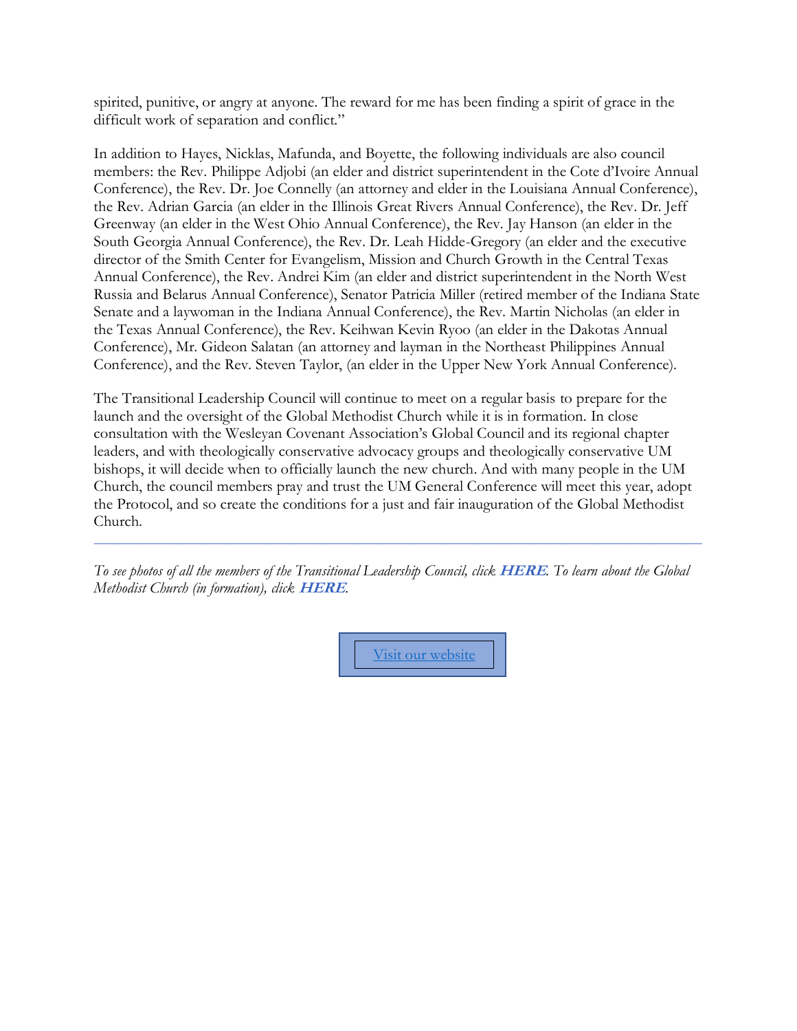spirited, punitive, or angry at anyone. The reward for me has been finding a spirit of grace in the difficult work of separation and conflict."

In addition to Hayes, Nicklas, Mafunda, and Boyette, the following individuals are also council members: the Rev. Philippe Adjobi (an elder and district superintendent in the Cote d'Ivoire Annual Conference), the Rev. Dr. Joe Connelly (an attorney and elder in the Louisiana Annual Conference), the Rev. Adrian Garcia (an elder in the Illinois Great Rivers Annual Conference), the Rev. Dr. Jeff Greenway (an elder in the West Ohio Annual Conference), the Rev. Jay Hanson (an elder in the South Georgia Annual Conference), the Rev. Dr. Leah Hidde-Gregory (an elder and the executive director of the Smith Center for Evangelism, Mission and Church Growth in the Central Texas Annual Conference), the Rev. Andrei Kim (an elder and district superintendent in the North West Russia and Belarus Annual Conference), Senator Patricia Miller (retired member of the Indiana State Senate and a laywoman in the Indiana Annual Conference), the Rev. Martin Nicholas (an elder in the Texas Annual Conference), the Rev. Keihwan Kevin Ryoo (an elder in the Dakotas Annual Conference), Mr. Gideon Salatan (an attorney and layman in the Northeast Philippines Annual Conference), and the Rev. Steven Taylor, (an elder in the Upper New York Annual Conference).

The Transitional Leadership Council will continue to meet on a regular basis to prepare for the launch and the oversight of the Global Methodist Church while it is in formation. In close consultation with the Wesleyan Covenant Association's Global Council and its regional chapter leaders, and with theologically conservative advocacy groups and theologically conservative UM bishops, it will decide when to officially launch the new church. And with many people in the UM Church, the council members pray and trust the UM General Conference will meet this year, adopt the Protocol, and so create the conditions for a just and fair inauguration of the Global Methodist Church.

---

*To see photos of all the members of the Transitional Leadership Council, click* ***HERE****. To learn about the Global Methodist Church (in formation), click* ***HERE****.*

Visit our website